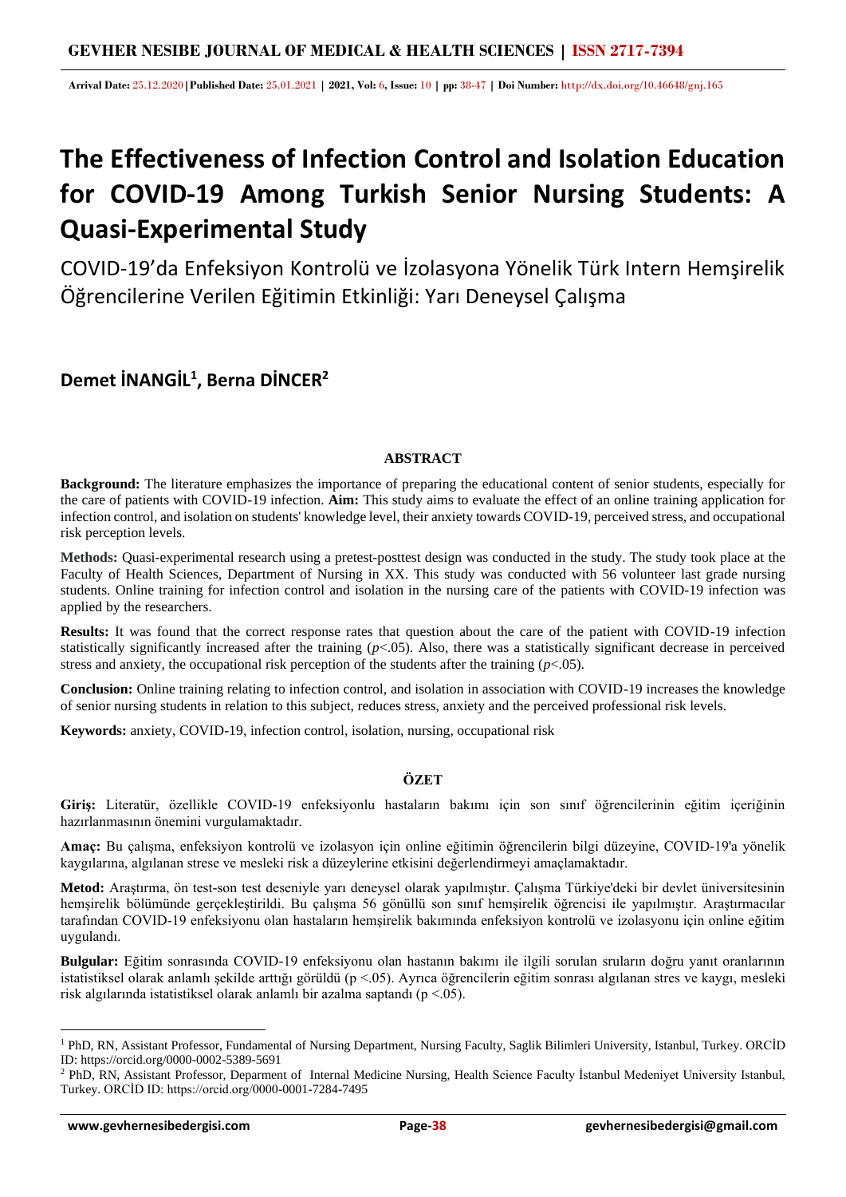# The Effectiveness of Infection Control and Isolation Education for COVID-19 Among Turkish Senior Nursing Students: A Quasi-Experimental Study

COVID-19'da Enfeksiyon Kontrolü ve İzolasyona Yönelik Türk Intern Hemşirelik Öğrencilerine Verilen Eğitimin Etkinliği: Yarı Deneysel Çalışma

**Demet İNANGİL[1], Berna DİNCER[2]**

### ABSTRACT

**Background:** The literature emphasizes the importance of preparing the educational content of senior students, especially for the care of patients with COVID-19 infection. **Aim:** This study aims to evaluate the effect of an online training application for infection control, and isolation on students' knowledge level, their anxiety towards COVID-19, perceived stress, and occupational risk perception levels.

**Methods:** Quasi-experimental research using a pretest-posttest design was conducted in the study. The study took place at the Faculty of Health Sciences, Department of Nursing in XX. This study was conducted with 56 volunteer last grade nursing students. Online training for infection control and isolation in the nursing care of the patients with COVID-19 infection was applied by the researchers.

**Results:** It was found that the correct response rates that question about the care of the patient with COVID-19 infection statistically significantly increased after the training ($p$<.05). Also, there was a statistically significant decrease in perceived stress and anxiety, the occupational risk perception of the students after the training ($p$<.05).

**Conclusion:** Online training relating to infection control, and isolation in association with COVID-19 increases the knowledge of senior nursing students in relation to this subject, reduces stress, anxiety and the perceived professional risk levels.

**Keywords:** anxiety, COVID-19, infection control, isolation, nursing, occupational risk

### ÖZET

**Giriş:** Literatür, özellikle COVID-19 enfeksiyonlu hastaların bakımı için son sınıf öğrencilerinin eğitim içeriğinin hazırlanmasının önemini vurgulamaktadır.

**Amaç:** Bu çalışma, enfeksiyon kontrolü ve izolasyon için online eğitimin öğrencilerin bilgi düzeyine, COVID-19'a yönelik kaygılarına, algılanan strese ve mesleki risk a düzeylerine etkisini değerlendirmeyi amaçlamaktadır.

**Metod:** Araştırma, ön test-son test deseniyle yarı deneysel olarak yapılmıştır. Çalışma Türkiye'deki bir devlet üniversitesinin hemşirelik bölümünde gerçekleştirildi. Bu çalışma 56 gönüllü son sınıf hemşirelik öğrencisi ile yapılmıştır. Araştırmacılar tarafından COVID-19 enfeksiyonu olan hastaların hemşirelik bakımında enfeksiyon kontrolü ve izolasyonu için online eğitim uygulandı.

**Bulgular:** Eğitim sonrasında COVID-19 enfeksiyonu olan hastanın bakımı ile ilgili sorulan sruların doğru yanıt oranlarının istatistiksel olarak anlamlı şekilde arttığı görüldü (p <.05). Ayrıca öğrencilerin eğitim sonrası algılanan stres ve kaygı, mesleki risk algılarında istatistiksel olarak anlamlı bir azalma saptandı (p <.05).

---

[1] PhD, RN, Assistant Professor, Fundamental of Nursing Department, Nursing Faculty, Saglik Bilimleri University, Istanbul, Turkey. ORCİD ID: https://orcid.org/0000-0002-5389-5691

[2] PhD, RN, Assistant Professor, Deparment of Internal Medicine Nursing, Health Science Faculty İstanbul Medeniyet University Istanbul, Turkey. ORCİD ID: https://orcid.org/0000-0001-7284-7495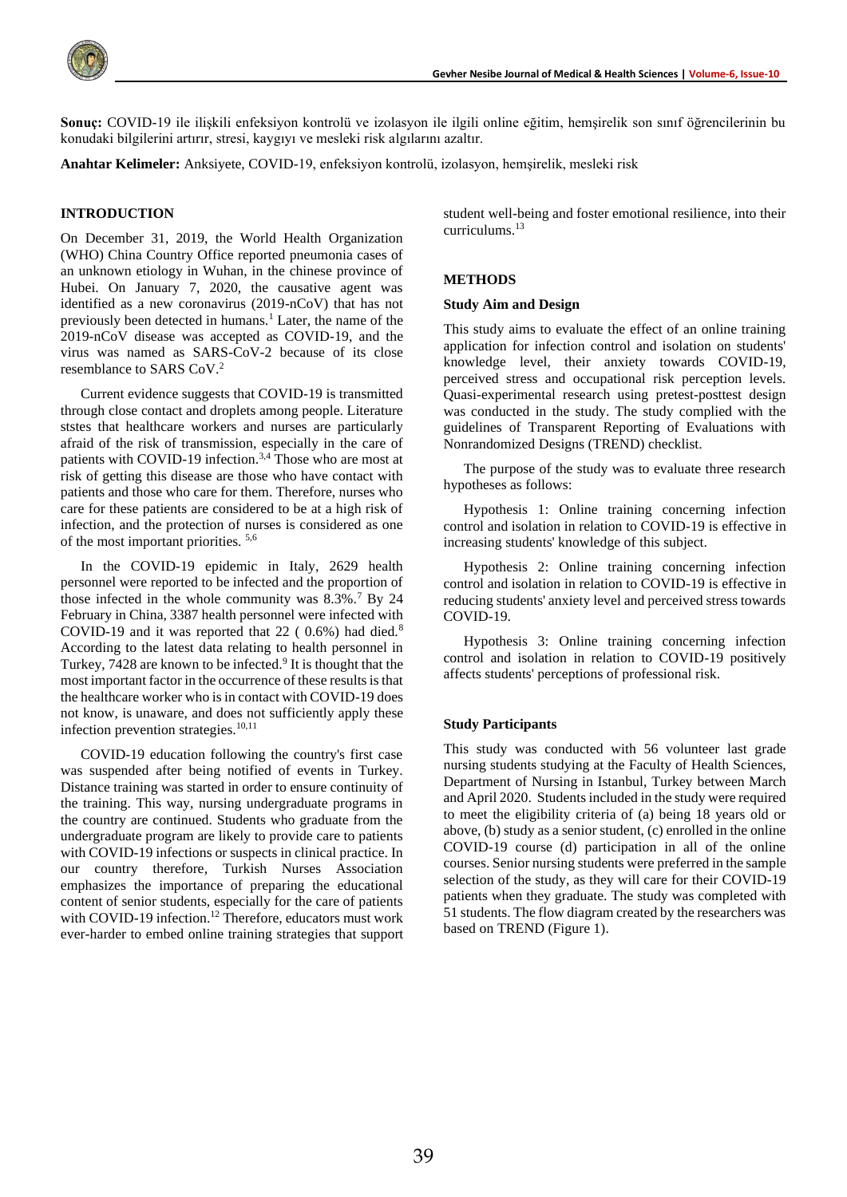**Sonuç:** COVID-19 ile ilişkili enfeksiyon kontrolü ve izolasyon ile ilgili online eğitim, hemşirelik son sınıf öğrencilerinin bu konudaki bilgilerini artırır, stresi, kaygıyı ve mesleki risk algılarını azaltır.

**Anahtar Kelimeler:** Anksiyete, COVID-19, enfeksiyon kontrolü, izolasyon, hemşirelik, mesleki risk

## INTRODUCTION

On December 31, 2019, the World Health Organization (WHO) China Country Office reported pneumonia cases of an unknown etiology in Wuhan, in the chinese province of Hubei. On January 7, 2020, the causative agent was identified as a new coronavirus (2019-nCoV) that has not previously been detected in humans.[1] Later, the name of the 2019-nCoV disease was accepted as COVID-19, and the virus was named as SARS-CoV-2 because of its close resemblance to SARS CoV.[2]

Current evidence suggests that COVID-19 is transmitted through close contact and droplets among people. Literature ststes that healthcare workers and nurses are particularly afraid of the risk of transmission, especially in the care of patients with COVID-19 infection.[3,4] Those who are most at risk of getting this disease are those who have contact with patients and those who care for them. Therefore, nurses who care for these patients are considered to be at a high risk of infection, and the protection of nurses is considered as one of the most important priorities. [5,6]

In the COVID-19 epidemic in Italy, 2629 health personnel were reported to be infected and the proportion of those infected in the whole community was 8.3%.[7] By 24 February in China, 3387 health personnel were infected with COVID-19 and it was reported that 22 ( 0.6%) had died.[8] According to the latest data relating to health personnel in Turkey, 7428 are known to be infected.[9] It is thought that the most important factor in the occurrence of these results is that the healthcare worker who is in contact with COVID-19 does not know, is unaware, and does not sufficiently apply these infection prevention strategies.[10,11]

COVID-19 education following the country's first case was suspended after being notified of events in Turkey. Distance training was started in order to ensure continuity of the training. This way, nursing undergraduate programs in the country are continued. Students who graduate from the undergraduate program are likely to provide care to patients with COVID-19 infections or suspects in clinical practice. In our country therefore, Turkish Nurses Association emphasizes the importance of preparing the educational content of senior students, especially for the care of patients with COVID-19 infection.[12] Therefore, educators must work ever-harder to embed online training strategies that support student well-being and foster emotional resilience, into their curriculums.[13]

## METHODS

### Study Aim and Design

This study aims to evaluate the effect of an online training application for infection control and isolation on students' knowledge level, their anxiety towards COVID-19, perceived stress and occupational risk perception levels. Quasi-experimental research using pretest-posttest design was conducted in the study. The study complied with the guidelines of Transparent Reporting of Evaluations with Nonrandomized Designs (TREND) checklist.

The purpose of the study was to evaluate three research hypotheses as follows:

Hypothesis 1: Online training concerning infection control and isolation in relation to COVID-19 is effective in increasing students' knowledge of this subject.

Hypothesis 2: Online training concerning infection control and isolation in relation to COVID-19 is effective in reducing students' anxiety level and perceived stress towards COVID-19.

Hypothesis 3: Online training concerning infection control and isolation in relation to COVID-19 positively affects students' perceptions of professional risk.

### Study Participants

This study was conducted with 56 volunteer last grade nursing students studying at the Faculty of Health Sciences, Department of Nursing in Istanbul, Turkey between March and April 2020. Students included in the study were required to meet the eligibility criteria of (a) being 18 years old or above, (b) study as a senior student, (c) enrolled in the online COVID-19 course (d) participation in all of the online courses. Senior nursing students were preferred in the sample selection of the study, as they will care for their COVID-19 patients when they graduate. The study was completed with 51 students. The flow diagram created by the researchers was based on TREND (Figure 1).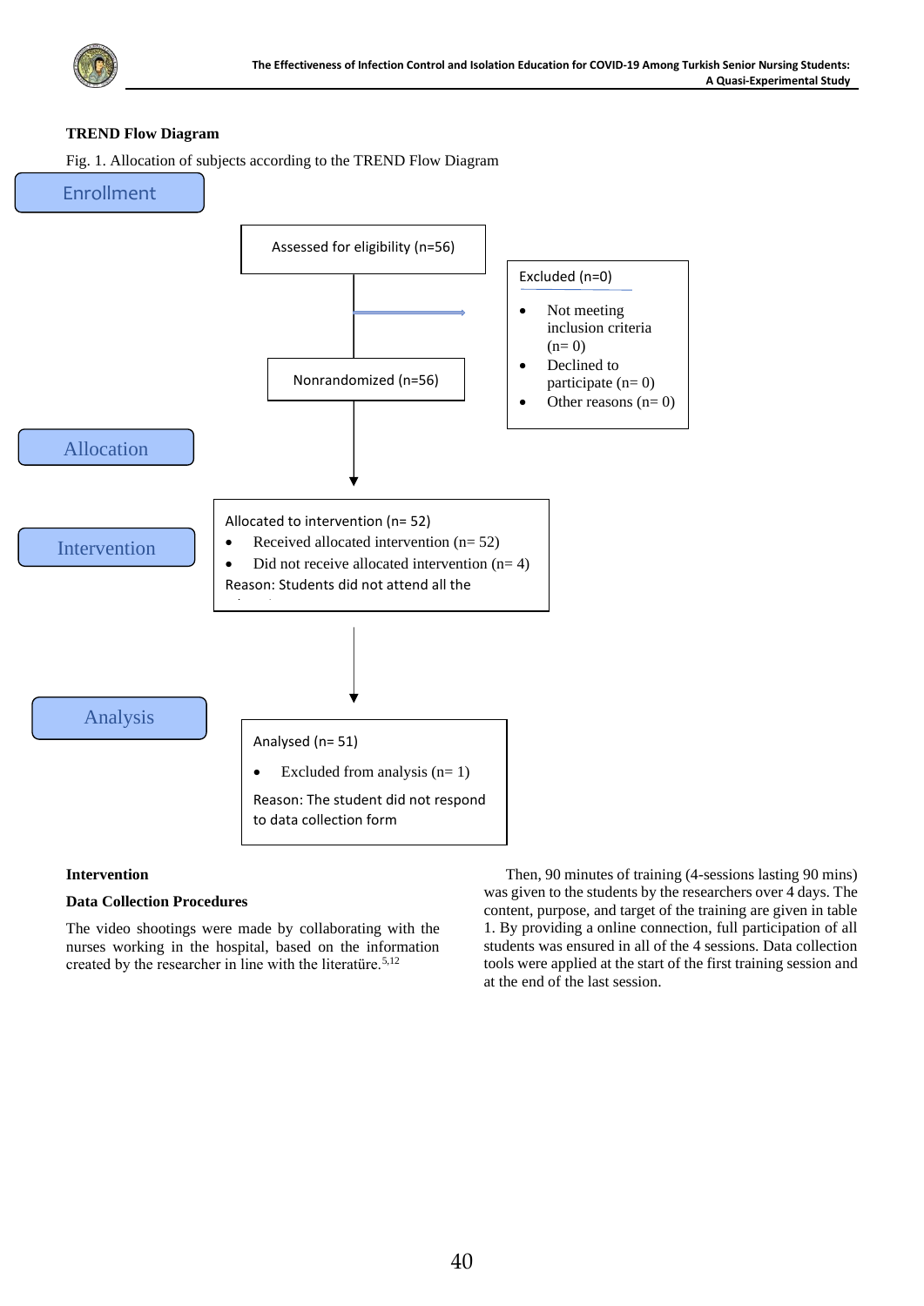**TREND Flow Diagram**

Fig. 1. Allocation of subjects according to the TREND Flow Diagram

**Enrollment**

Assessed for eligibility (n=56)

Excluded (n=0)

- Not meeting inclusion criteria (n= 0)
- Declined to participate (n= 0)
- Other reasons (n= 0)

Nonrandomized (n=56)

**Allocation**

**Intervention**

Allocated to intervention (n= 52)

- Received allocated intervention (n= 52)
- Did not receive allocated intervention (n= 4)

Reason: Students did not attend all the

**Analysis**

Analysed (n= 51)

- Excluded from analysis (n= 1)

Reason: The student did not respond to data collection form

**Intervention**

**Data Collection Procedures**

The video shootings were made by collaborating with the nurses working in the hospital, based on the information created by the researcher in line with the literatüre.[5,12]

Then, 90 minutes of training (4-sessions lasting 90 mins) was given to the students by the researchers over 4 days. The content, purpose, and target of the training are given in table 1. By providing a online connection, full participation of all students was ensured in all of the 4 sessions. Data collection tools were applied at the start of the first training session and at the end of the last session.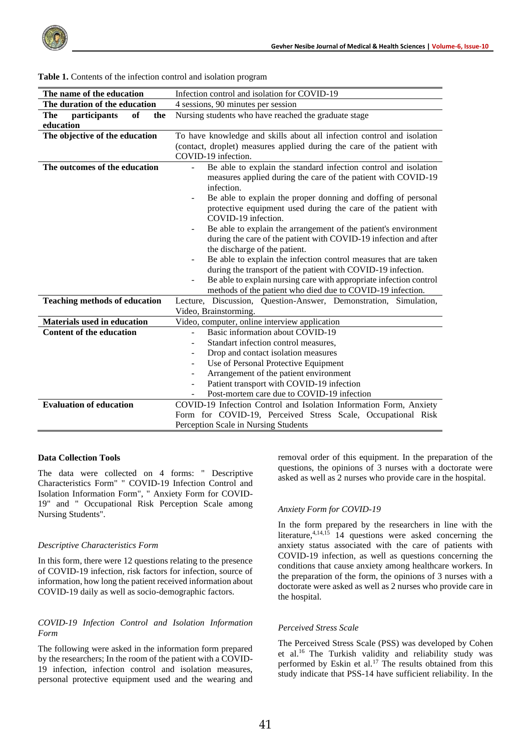**Table 1.** Contents of the infection control and isolation program

| | |
|---|---|
| **The name of the education** | Infection control and isolation for COVID-19 |
| **The duration of the education** | 4 sessions, 90 minutes per session |
| **The participants of the education** | Nursing students who have reached the graduate stage |
| **The objective of the education** | To have knowledge and skills about all infection control and isolation (contact, droplet) measures applied during the care of the patient with COVID-19 infection. |
| **The outcomes of the education** | - Be able to explain the standard infection control and isolation measures applied during the care of the patient with COVID-19 infection.<br>- Be able to explain the proper donning and doffing of personal protective equipment used during the care of the patient with COVID-19 infection.<br>- Be able to explain the arrangement of the patient's environment during the care of the patient with COVID-19 infection and after the discharge of the patient.<br>- Be able to explain the infection control measures that are taken during the transport of the patient with COVID-19 infection.<br>- Be able to explain nursing care with appropriate infection control methods of the patient who died due to COVID-19 infection. |
| **Teaching methods of education** | Lecture, Discussion, Question-Answer, Demonstration, Simulation, Video, Brainstorming. |
| **Materials used in education** | Video, computer, online interview application |
| **Content of the education** | - Basic information about COVID-19<br>- Standart infection control measures,<br>- Drop and contact isolation measures<br>- Use of Personal Protective Equipment<br>- Arrangement of the patient environment<br>- Patient transport with COVID-19 infection<br>- Post-mortem care due to COVID-19 infection |
| **Evaluation of education** | COVID-19 Infection Control and Isolation Information Form, Anxiety Form for COVID-19, Perceived Stress Scale, Occupational Risk Perception Scale in Nursing Students |

**Data Collection Tools**

The data were collected on 4 forms: " Descriptive Characteristics Form" " COVID-19 Infection Control and Isolation Information Form", " Anxiety Form for COVID-19" and " Occupational Risk Perception Scale among Nursing Students".

*Descriptive Characteristics Form*

In this form, there were 12 questions relating to the presence of COVID-19 infection, risk factors for infection, source of information, how long the patient received information about COVID-19 daily as well as socio-demographic factors.

*COVID-19 Infection Control and Isolation Information Form*

The following were asked in the information form prepared by the researchers; In the room of the patient with a COVID-19 infection, infection control and isolation measures, personal protective equipment used and the wearing and removal order of this equipment. In the preparation of the questions, the opinions of 3 nurses with a doctorate were asked as well as 2 nurses who provide care in the hospital.

*Anxiety Form for COVID-19*

In the form prepared by the researchers in line with the literature,[4,14,15] 14 questions were asked concerning the anxiety status associated with the care of patients with COVID-19 infection, as well as questions concerning the conditions that cause anxiety among healthcare workers. In the preparation of the form, the opinions of 3 nurses with a doctorate were asked as well as 2 nurses who provide care in the hospital.

*Perceived Stress Scale*

The Perceived Stress Scale (PSS) was developed by Cohen et al.[16] The Turkish validity and reliability study was performed by Eskin et al.[17] The results obtained from this study indicate that PSS-14 have sufficient reliability. In the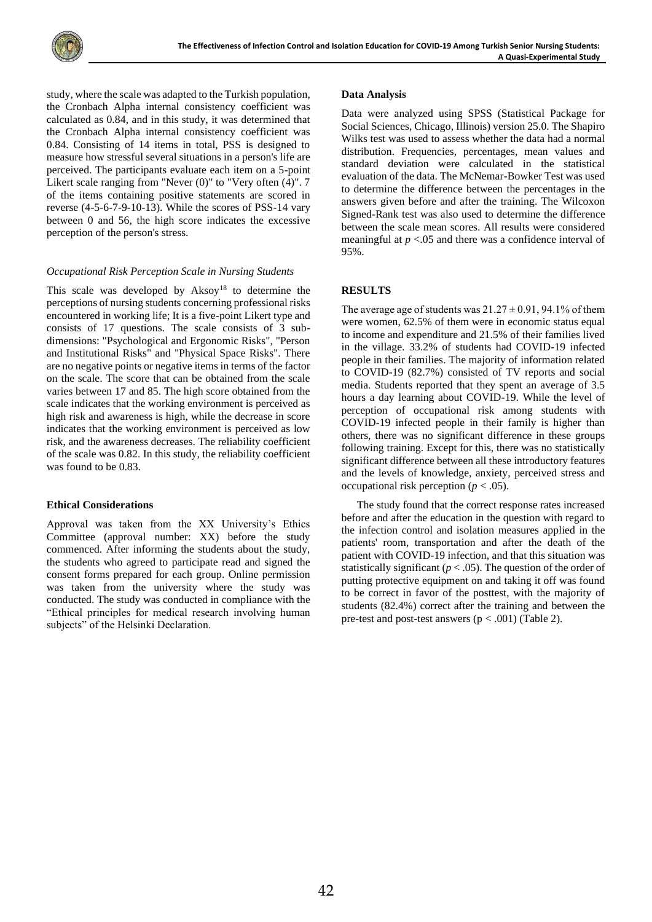study, where the scale was adapted to the Turkish population, the Cronbach Alpha internal consistency coefficient was calculated as 0.84, and in this study, it was determined that the Cronbach Alpha internal consistency coefficient was 0.84. Consisting of 14 items in total, PSS is designed to measure how stressful several situations in a person's life are perceived. The participants evaluate each item on a 5-point Likert scale ranging from "Never (0)" to "Very often (4)". 7 of the items containing positive statements are scored in reverse (4-5-6-7-9-10-13). While the scores of PSS-14 vary between 0 and 56, the high score indicates the excessive perception of the person's stress.

*Occupational Risk Perception Scale in Nursing Students*

This scale was developed by Aksoy[18] to determine the perceptions of nursing students concerning professional risks encountered in working life; It is a five-point Likert type and consists of 17 questions. The scale consists of 3 sub-dimensions: "Psychological and Ergonomic Risks", "Person and Institutional Risks" and "Physical Space Risks". There are no negative points or negative items in terms of the factor on the scale. The score that can be obtained from the scale varies between 17 and 85. The high score obtained from the scale indicates that the working environment is perceived as high risk and awareness is high, while the decrease in score indicates that the working environment is perceived as low risk, and the awareness decreases. The reliability coefficient of the scale was 0.82. In this study, the reliability coefficient was found to be 0.83.

**Ethical Considerations**

Approval was taken from the XX University's Ethics Committee (approval number: XX) before the study commenced. After informing the students about the study, the students who agreed to participate read and signed the consent forms prepared for each group. Online permission was taken from the university where the study was conducted. The study was conducted in compliance with the "Ethical principles for medical research involving human subjects" of the Helsinki Declaration.

**Data Analysis**

Data were analyzed using SPSS (Statistical Package for Social Sciences, Chicago, Illinois) version 25.0. The Shapiro Wilks test was used to assess whether the data had a normal distribution. Frequencies, percentages, mean values and standard deviation were calculated in the statistical evaluation of the data. The McNemar-Bowker Test was used to determine the difference between the percentages in the answers given before and after the training. The Wilcoxon Signed-Rank test was also used to determine the difference between the scale mean scores. All results were considered meaningful at $p < .05$ and there was a confidence interval of 95%.

**RESULTS**

The average age of students was $21.27 \pm 0.91$, 94.1% of them were women, 62.5% of them were in economic status equal to income and expenditure and 21.5% of their families lived in the village. 33.2% of students had COVID-19 infected people in their families. The majority of information related to COVID-19 (82.7%) consisted of TV reports and social media. Students reported that they spent an average of 3.5 hours a day learning about COVID-19. While the level of perception of occupational risk among students with COVID-19 infected people in their family is higher than others, there was no significant difference in these groups following training. Except for this, there was no statistically significant difference between all these introductory features and the levels of knowledge, anxiety, perceived stress and occupational risk perception ($p < .05$).

The study found that the correct response rates increased before and after the education in the question with regard to the infection control and isolation measures applied in the patients' room, transportation and after the death of the patient with COVID-19 infection, and that this situation was statistically significant ($p < .05$). The question of the order of putting protective equipment on and taking it off was found to be correct in favor of the posttest, with the majority of students (82.4%) correct after the training and between the pre-test and post-test answers ($p < .001$) (Table 2).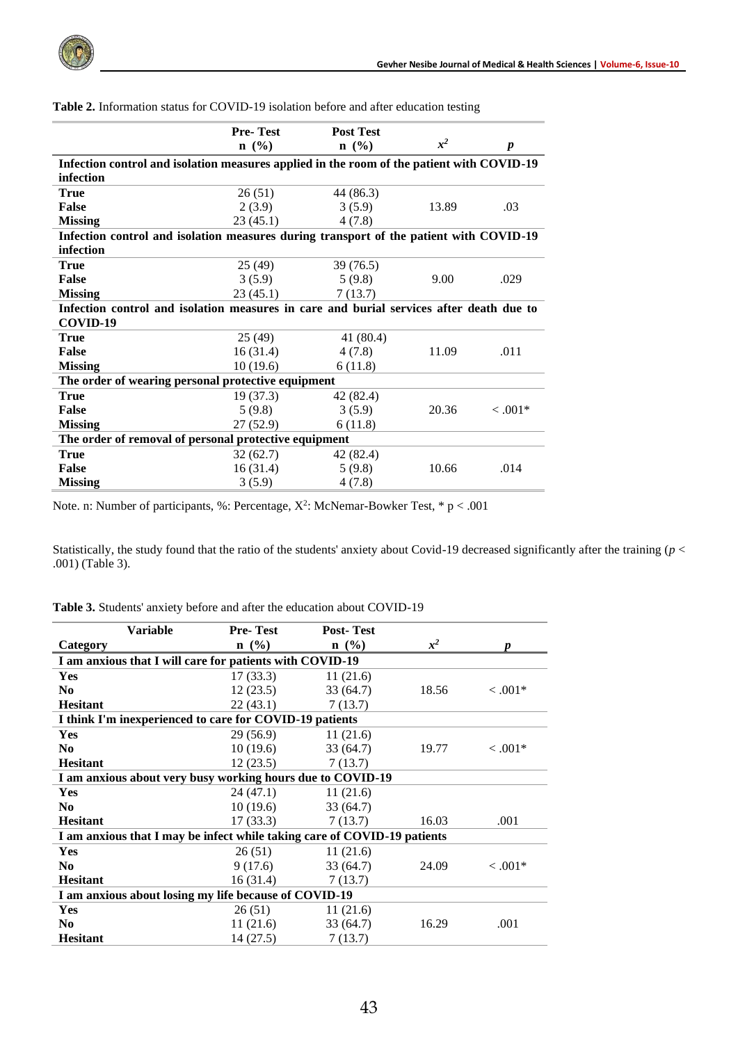**Table 2.** Information status for COVID-19 isolation before and after education testing

| | Pre- Test n (%) | Post Test n (%) | $x^2$ | *p* |
|---|---|---|---|---|
| **Infection control and isolation measures applied in the room of the patient with COVID-19 infection** | | | | |
| **True** | 26 (51) | 44 (86.3) | | |
| **False** | 2 (3.9) | 3 (5.9) | 13.89 | .03 |
| **Missing** | 23 (45.1) | 4 (7.8) | | |
| **Infection control and isolation measures during transport of the patient with COVID-19 infection** | | | | |
| **True** | 25 (49) | 39 (76.5) | | |
| **False** | 3 (5.9) | 5 (9.8) | 9.00 | .029 |
| **Missing** | 23 (45.1) | 7 (13.7) | | |
| **Infection control and isolation measures in care and burial services after death due to COVID-19** | | | | |
| **True** | 25 (49) | 41 (80.4) | | |
| **False** | 16 (31.4) | 4 (7.8) | 11.09 | .011 |
| **Missing** | 10 (19.6) | 6 (11.8) | | |
| **The order of wearing personal protective equipment** | | | | |
| **True** | 19 (37.3) | 42 (82.4) | | |
| **False** | 5 (9.8) | 3 (5.9) | 20.36 | < .001* |
| **Missing** | 27 (52.9) | 6 (11.8) | | |
| **The order of removal of personal protective equipment** | | | | |
| **True** | 32 (62.7) | 42 (82.4) | | |
| **False** | 16 (31.4) | 5 (9.8) | 10.66 | .014 |
| **Missing** | 3 (5.9) | 4 (7.8) | | |

Note. n: Number of participants, %: Percentage, $X^2$: McNemar-Bowker Test, * $p < .001$

Statistically, the study found that the ratio of the students' anxiety about Covid-19 decreased significantly after the training ($p < .001$) (Table 3).

**Table 3.** Students' anxiety before and after the education about COVID-19

| Variable Category | Pre- Test n (%) | Post- Test n (%) | $x^2$ | *p* |
|---|---|---|---|---|
| **I am anxious that I will care for patients with COVID-19** | | | | |
| **Yes** | 17 (33.3) | 11 (21.6) | | |
| **No** | 12 (23.5) | 33 (64.7) | 18.56 | < .001* |
| **Hesitant** | 22 (43.1) | 7 (13.7) | | |
| **I think I'm inexperienced to care for COVID-19 patients** | | | | |
| **Yes** | 29 (56.9) | 11 (21.6) | | |
| **No** | 10 (19.6) | 33 (64.7) | 19.77 | < .001* |
| **Hesitant** | 12 (23.5) | 7 (13.7) | | |
| **I am anxious about very busy working hours due to COVID-19** | | | | |
| **Yes** | 24 (47.1) | 11 (21.6) | | |
| **No** | 10 (19.6) | 33 (64.7) | | |
| **Hesitant** | 17 (33.3) | 7 (13.7) | 16.03 | .001 |
| **I am anxious that I may be infect while taking care of COVID-19 patients** | | | | |
| **Yes** | 26 (51) | 11 (21.6) | | |
| **No** | 9 (17.6) | 33 (64.7) | 24.09 | < .001* |
| **Hesitant** | 16 (31.4) | 7 (13.7) | | |
| **I am anxious about losing my life because of COVID-19** | | | | |
| **Yes** | 26 (51) | 11 (21.6) | | |
| **No** | 11 (21.6) | 33 (64.7) | 16.29 | .001 |
| **Hesitant** | 14 (27.5) | 7 (13.7) | | |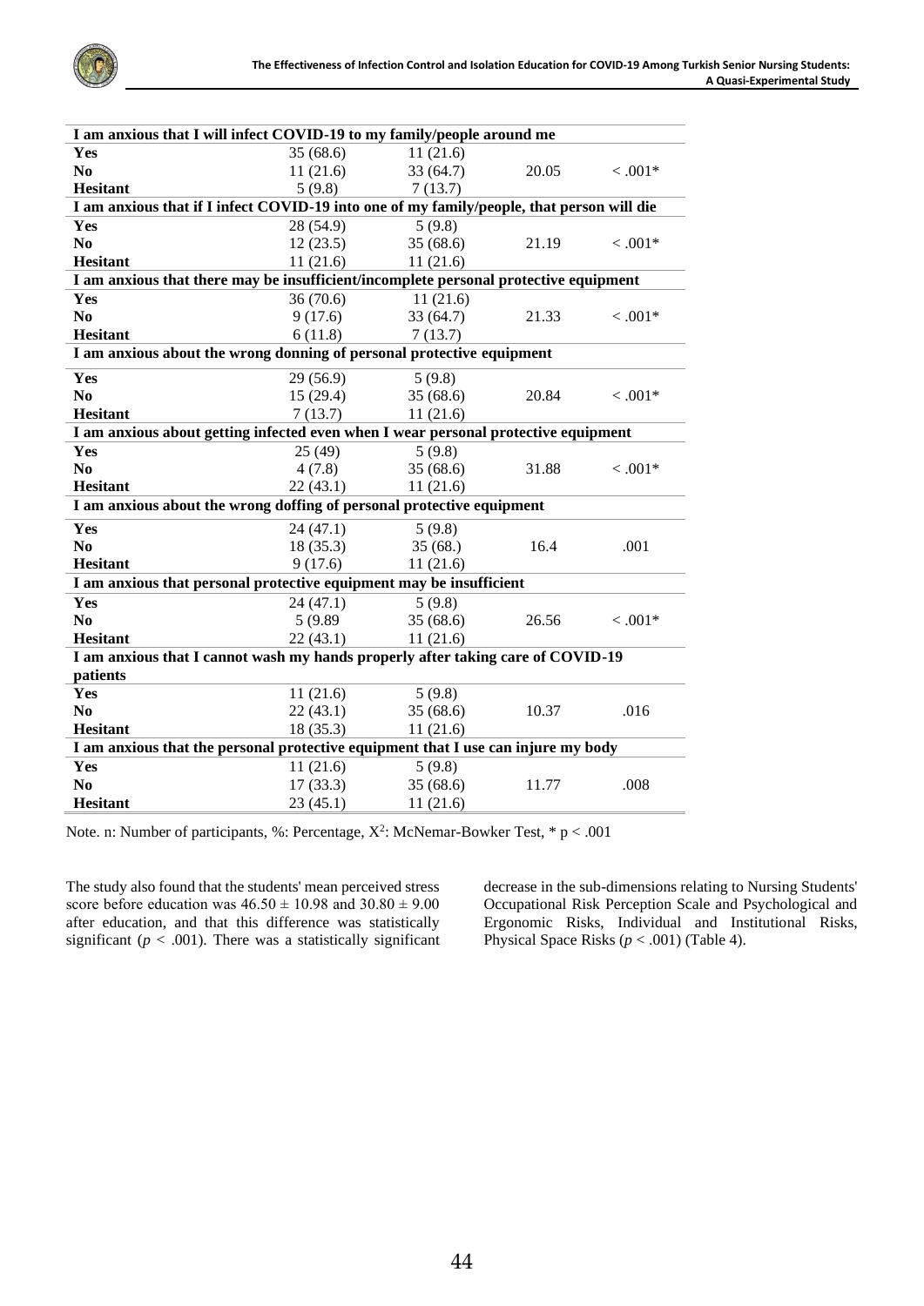| | | | | |
|---|---|---|---|---|
| **I am anxious that I will infect COVID-19 to my family/people around me** | | | | |
| **Yes** | 35 (68.6) | 11 (21.6) | | |
| **No** | 11 (21.6) | 33 (64.7) | 20.05 | < .001* |
| **Hesitant** | 5 (9.8) | 7 (13.7) | | |
| **I am anxious that if I infect COVID-19 into one of my family/people, that person will die** | | | | |
| **Yes** | 28 (54.9) | 5 (9.8) | | |
| **No** | 12 (23.5) | 35 (68.6) | 21.19 | < .001* |
| **Hesitant** | 11 (21.6) | 11 (21.6) | | |
| **I am anxious that there may be insufficient/incomplete personal protective equipment** | | | | |
| **Yes** | 36 (70.6) | 11 (21.6) | | |
| **No** | 9 (17.6) | 33 (64.7) | 21.33 | < .001* |
| **Hesitant** | 6 (11.8) | 7 (13.7) | | |
| **I am anxious about the wrong donning of personal protective equipment** | | | | |
| **Yes** | 29 (56.9) | 5 (9.8) | | |
| **No** | 15 (29.4) | 35 (68.6) | 20.84 | < .001* |
| **Hesitant** | 7 (13.7) | 11 (21.6) | | |
| **I am anxious about getting infected even when I wear personal protective equipment** | | | | |
| **Yes** | 25 (49) | 5 (9.8) | | |
| **No** | 4 (7.8) | 35 (68.6) | 31.88 | < .001* |
| **Hesitant** | 22 (43.1) | 11 (21.6) | | |
| **I am anxious about the wrong doffing of personal protective equipment** | | | | |
| **Yes** | 24 (47.1) | 5 (9.8) | | |
| **No** | 18 (35.3) | 35 (68.) | 16.4 | .001 |
| **Hesitant** | 9 (17.6) | 11 (21.6) | | |
| **I am anxious that personal protective equipment may be insufficient** | | | | |
| **Yes** | 24 (47.1) | 5 (9.8) | | |
| **No** | 5 (9.89 | 35 (68.6) | 26.56 | < .001* |
| **Hesitant** | 22 (43.1) | 11 (21.6) | | |
| **I am anxious that I cannot wash my hands properly after taking care of COVID-19 patients** | | | | |
| **Yes** | 11 (21.6) | 5 (9.8) | | |
| **No** | 22 (43.1) | 35 (68.6) | 10.37 | .016 |
| **Hesitant** | 18 (35.3) | 11 (21.6) | | |
| **I am anxious that the personal protective equipment that I use can injure my body** | | | | |
| **Yes** | 11 (21.6) | 5 (9.8) | | |
| **No** | 17 (33.3) | 35 (68.6) | 11.77 | .008 |
| **Hesitant** | 23 (45.1) | 11 (21.6) | | |

Note. n: Number of participants, %: Percentage, $X^2$: McNemar-Bowker Test, * $p < .001$

The study also found that the students' mean perceived stress score before education was $46.50 \pm 10.98$ and $30.80 \pm 9.00$ after education, and that this difference was statistically significant ($p < .001$). There was a statistically significant decrease in the sub-dimensions relating to Nursing Students' Occupational Risk Perception Scale and Psychological and Ergonomic Risks, Individual and Institutional Risks, Physical Space Risks ($p < .001$) (Table 4).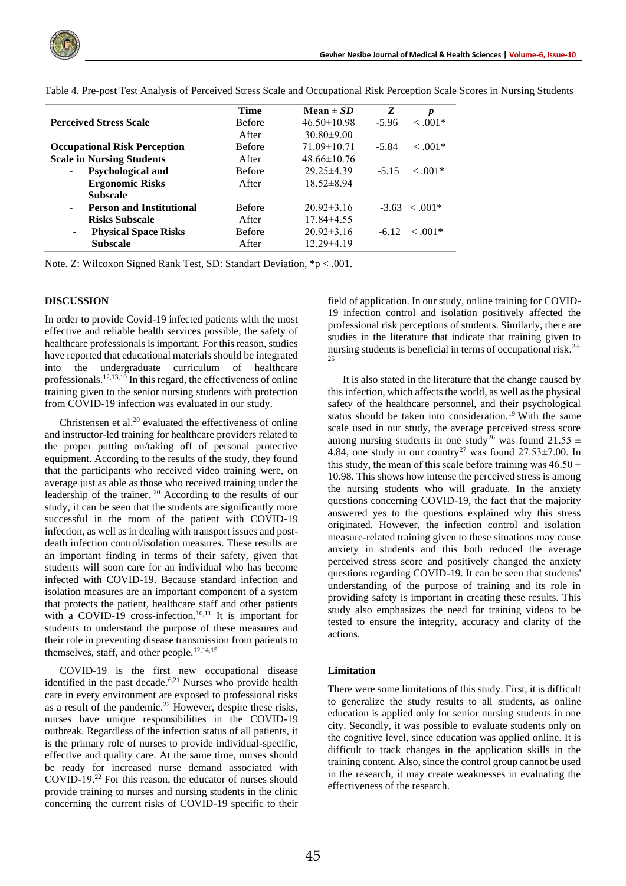Table 4. Pre-post Test Analysis of Perceived Stress Scale and Occupational Risk Perception Scale Scores in Nursing Students

| | Time | Mean ± *SD* | *Z* | *p* |
|---|---|---|---|---|
| **Perceived Stress Scale** | Before | 46.50±10.98 | -5.96 | < .001* |
| | After | 30.80±9.00 | | |
| **Occupational Risk Perception Scale in Nursing Students** | Before | 71.09±10.71 | -5.84 | < .001* |
| | After | 48.66±10.76 | | |
| - **Psychological and Ergonomic Risks Subscale** | Before | 29.25±4.39 | -5.15 | < .001* |
| | After | 18.52±8.94 | | |
| - **Person and Institutional Risks Subscale** | Before | 20.92±3.16 | -3.63 | < .001* |
| | After | 17.84±4.55 | | |
| - **Physical Space Risks Subscale** | Before | 20.92±3.16 | -6.12 | < .001* |
| | After | 12.29±4.19 | | |

Note. Z: Wilcoxon Signed Rank Test, SD: Standart Deviation, *p < .001.

## DISCUSSION

In order to provide Covid-19 infected patients with the most effective and reliable health services possible, the safety of healthcare professionals is important. For this reason, studies have reported that educational materials should be integrated into the undergraduate curriculum of healthcare professionals.[12,13,19] In this regard, the effectiveness of online training given to the senior nursing students with protection from COVID-19 infection was evaluated in our study.

Christensen et al.[20] evaluated the effectiveness of online and instructor-led training for healthcare providers related to the proper putting on/taking off of personal protective equipment. According to the results of the study, they found that the participants who received video training were, on average just as able as those who received training under the leadership of the trainer. [20] According to the results of our study, it can be seen that the students are significantly more successful in the room of the patient with COVID-19 infection, as well as in dealing with transport issues and post-death infection control/isolation measures. These results are an important finding in terms of their safety, given that students will soon care for an individual who has become infected with COVID-19. Because standard infection and isolation measures are an important component of a system that protects the patient, healthcare staff and other patients with a COVID-19 cross-infection.[10,11] It is important for students to understand the purpose of these measures and their role in preventing disease transmission from patients to themselves, staff, and other people.[12,14,15]

COVID-19 is the first new occupational disease identified in the past decade.[6,21] Nurses who provide health care in every environment are exposed to professional risks as a result of the pandemic.[22] However, despite these risks, nurses have unique responsibilities in the COVID-19 outbreak. Regardless of the infection status of all patients, it is the primary role of nurses to provide individual-specific, effective and quality care. At the same time, nurses should be ready for increased nurse demand associated with COVID-19.[22] For this reason, the educator of nurses should provide training to nurses and nursing students in the clinic concerning the current risks of COVID-19 specific to their field of application. In our study, online training for COVID-19 infection control and isolation positively affected the professional risk perceptions of students. Similarly, there are studies in the literature that indicate that training given to nursing students is beneficial in terms of occupational risk.[23-25]

It is also stated in the literature that the change caused by this infection, which affects the world, as well as the physical safety of the healthcare personnel, and their psychological status should be taken into consideration.[19] With the same scale used in our study, the average perceived stress score among nursing students in one study[26] was found 21.55 ± 4.84, one study in our country[27] was found 27.53±7.00. In this study, the mean of this scale before training was 46.50 ± 10.98. This shows how intense the perceived stress is among the nursing students who will graduate. In the anxiety questions concerning COVID-19, the fact that the majority answered yes to the questions explained why this stress originated. However, the infection control and isolation measure-related training given to these situations may cause anxiety in students and this both reduced the average perceived stress score and positively changed the anxiety questions regarding COVID-19. It can be seen that students' understanding of the purpose of training and its role in providing safety is important in creating these results. This study also emphasizes the need for training videos to be tested to ensure the integrity, accuracy and clarity of the actions.

### Limitation

There were some limitations of this study. First, it is difficult to generalize the study results to all students, as online education is applied only for senior nursing students in one city. Secondly, it was possible to evaluate students only on the cognitive level, since education was applied online. It is difficult to track changes in the application skills in the training content. Also, since the control group cannot be used in the research, it may create weaknesses in evaluating the effectiveness of the research.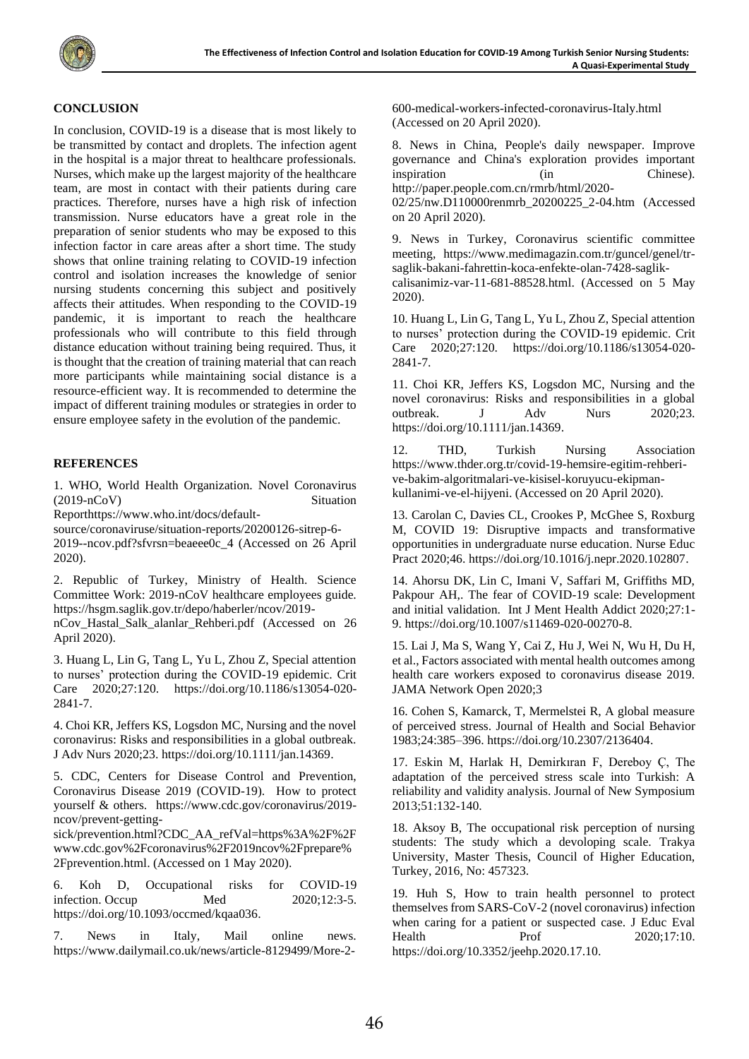**CONCLUSION**

In conclusion, COVID-19 is a disease that is most likely to be transmitted by contact and droplets. The infection agent in the hospital is a major threat to healthcare professionals. Nurses, which make up the largest majority of the healthcare team, are most in contact with their patients during care practices. Therefore, nurses have a high risk of infection transmission. Nurse educators have a great role in the preparation of senior students who may be exposed to this infection factor in care areas after a short time. The study shows that online training relating to COVID-19 infection control and isolation increases the knowledge of senior nursing students concerning this subject and positively affects their attitudes. When responding to the COVID-19 pandemic, it is important to reach the healthcare professionals who will contribute to this field through distance education without training being required. Thus, it is thought that the creation of training material that can reach more participants while maintaining social distance is a resource-efficient way. It is recommended to determine the impact of different training modules or strategies in order to ensure employee safety in the evolution of the pandemic.

**REFERENCES**

1. WHO, World Health Organization. Novel Coronavirus (2019-nCoV) Situation Reporthttps://www.who.int/docs/default-source/coronaviruse/situation-reports/20200126-sitrep-6-2019--ncov.pdf?sfvrsn=beaeee0c_4 (Accessed on 26 April 2020).

2. Republic of Turkey, Ministry of Health. Science Committee Work: 2019-nCoV healthcare employees guide. https://hsgm.saglik.gov.tr/depo/haberler/ncov/2019-nCov_Hastal_Salk_alanlar_Rehberi.pdf (Accessed on 26 April 2020).

3. Huang L, Lin G, Tang L, Yu L, Zhou Z, Special attention to nurses' protection during the COVID-19 epidemic. Crit Care 2020;27:120. https://doi.org/10.1186/s13054-020-2841-7.

4. Choi KR, Jeffers KS, Logsdon MC, Nursing and the novel coronavirus: Risks and responsibilities in a global outbreak. J Adv Nurs 2020;23. https://doi.org/10.1111/jan.14369.

5. CDC, Centers for Disease Control and Prevention, Coronavirus Disease 2019 (COVID-19). How to protect yourself & others. https://www.cdc.gov/coronavirus/2019-ncov/prevent-getting-sick/prevention.html?CDC_AA_refVal=https%3A%2F%2Fwww.cdc.gov%2Fcoronavirus%2F2019ncov%2Fprepare%2Fprevention.html. (Accessed on 1 May 2020).

6. Koh D, Occupational risks for COVID-19 infection. Occup Med 2020;12:3-5. https://doi.org/10.1093/occmed/kqaa036.

7. News in Italy, Mail online news. https://www.dailymail.co.uk/news/article-8129499/More-2-600-medical-workers-infected-coronavirus-Italy.html (Accessed on 20 April 2020).

8. News in China, People's daily newspaper. Improve governance and China's exploration provides important inspiration (in Chinese). http://paper.people.com.cn/rmrb/html/2020-02/25/nw.D110000renmrb_20200225_2-04.htm (Accessed on 20 April 2020).

9. News in Turkey, Coronavirus scientific committee meeting, https://www.medimagazin.com.tr/guncel/genel/tr-saglik-bakani-fahrettin-koca-enfekte-olan-7428-saglik-calisanimiz-var-11-681-88528.html. (Accessed on 5 May 2020).

10. Huang L, Lin G, Tang L, Yu L, Zhou Z, Special attention to nurses' protection during the COVID-19 epidemic. Crit Care 2020;27:120. https://doi.org/10.1186/s13054-020-2841-7.

11. Choi KR, Jeffers KS, Logsdon MC, Nursing and the novel coronavirus: Risks and responsibilities in a global outbreak. J Adv Nurs 2020;23. https://doi.org/10.1111/jan.14369.

12. THD, Turkish Nursing Association https://www.thder.org.tr/covid-19-hemsire-egitim-rehberi-ve-bakim-algoritmalari-ve-kisisel-koruyucu-ekipman-kullanimi-ve-el-hijyeni. (Accessed on 20 April 2020).

13. Carolan C, Davies CL, Crookes P, McGhee S, Roxburg M, COVID 19: Disruptive impacts and transformative opportunities in undergraduate nurse education. Nurse Educ Pract 2020;46. https://doi.org/10.1016/j.nepr.2020.102807.

14. Ahorsu DK, Lin C, Imani V, Saffari M, Griffiths MD, Pakpour AH,. The fear of COVID-19 scale: Development and initial validation. Int J Ment Health Addict 2020;27:1-9. https://doi.org/10.1007/s11469-020-00270-8.

15. Lai J, Ma S, Wang Y, Cai Z, Hu J, Wei N, Wu H, Du H, et al., Factors associated with mental health outcomes among health care workers exposed to coronavirus disease 2019. JAMA Network Open 2020;3

16. Cohen S, Kamarck, T, Mermelstei R, A global measure of perceived stress. Journal of Health and Social Behavior 1983;24:385–396. https://doi.org/10.2307/2136404.

17. Eskin M, Harlak H, Demirkıran F, Dereboy Ç, The adaptation of the perceived stress scale into Turkish: A reliability and validity analysis. Journal of New Symposium 2013;51:132-140.

18. Aksoy B, The occupational risk perception of nursing students: The study which a devoloping scale. Trakya University, Master Thesis, Council of Higher Education, Turkey, 2016, No: 457323.

19. Huh S, How to train health personnel to protect themselves from SARS-CoV-2 (novel coronavirus) infection when caring for a patient or suspected case. J Educ Eval Health Prof 2020;17:10. https://doi.org/10.3352/jeehp.2020.17.10.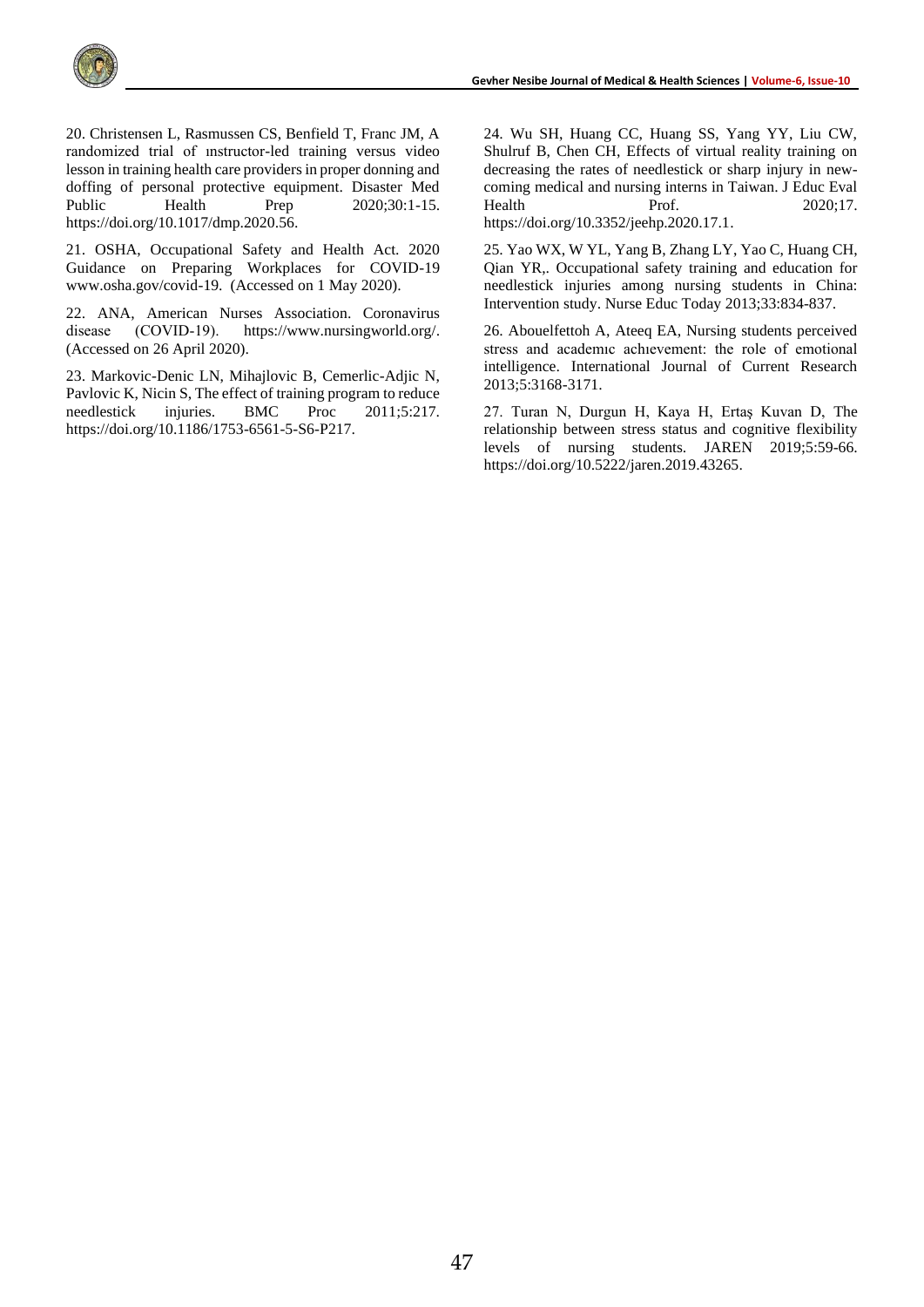20. Christensen L, Rasmussen CS, Benfield T, Franc JM, A randomized trial of ınstructor-led training versus video lesson in training health care providers in proper donning and doffing of personal protective equipment. Disaster Med Public Health Prep 2020;30:1-15. https://doi.org/10.1017/dmp.2020.56.

21. OSHA, Occupational Safety and Health Act. 2020 Guidance on Preparing Workplaces for COVID-19 www.osha.gov/covid-19. (Accessed on 1 May 2020).

22. ANA, American Nurses Association. Coronavirus disease (COVID-19). https://www.nursingworld.org/. (Accessed on 26 April 2020).

23. Markovic-Denic LN, Mihajlovic B, Cemerlic-Adjic N, Pavlovic K, Nicin S, The effect of training program to reduce needlestick injuries. BMC Proc 2011;5:217. https://doi.org/10.1186/1753-6561-5-S6-P217.

24. Wu SH, Huang CC, Huang SS, Yang YY, Liu CW, Shulruf B, Chen CH, Effects of virtual reality training on decreasing the rates of needlestick or sharp injury in new-coming medical and nursing interns in Taiwan. J Educ Eval Health Prof. 2020;17. https://doi.org/10.3352/jeehp.2020.17.1.

25. Yao WX, W YL, Yang B, Zhang LY, Yao C, Huang CH, Qian YR,. Occupational safety training and education for needlestick injuries among nursing students in China: Intervention study. Nurse Educ Today 2013;33:834-837.

26. Abouelfettoh A, Ateeq EA, Nursing students perceived stress and academıc achıevement: the role of emotional intelligence. International Journal of Current Research 2013;5:3168-3171.

27. Turan N, Durgun H, Kaya H, Ertaş Kuvan D, The relationship between stress status and cognitive flexibility levels of nursing students. JAREN 2019;5:59-66. https://doi.org/10.5222/jaren.2019.43265.